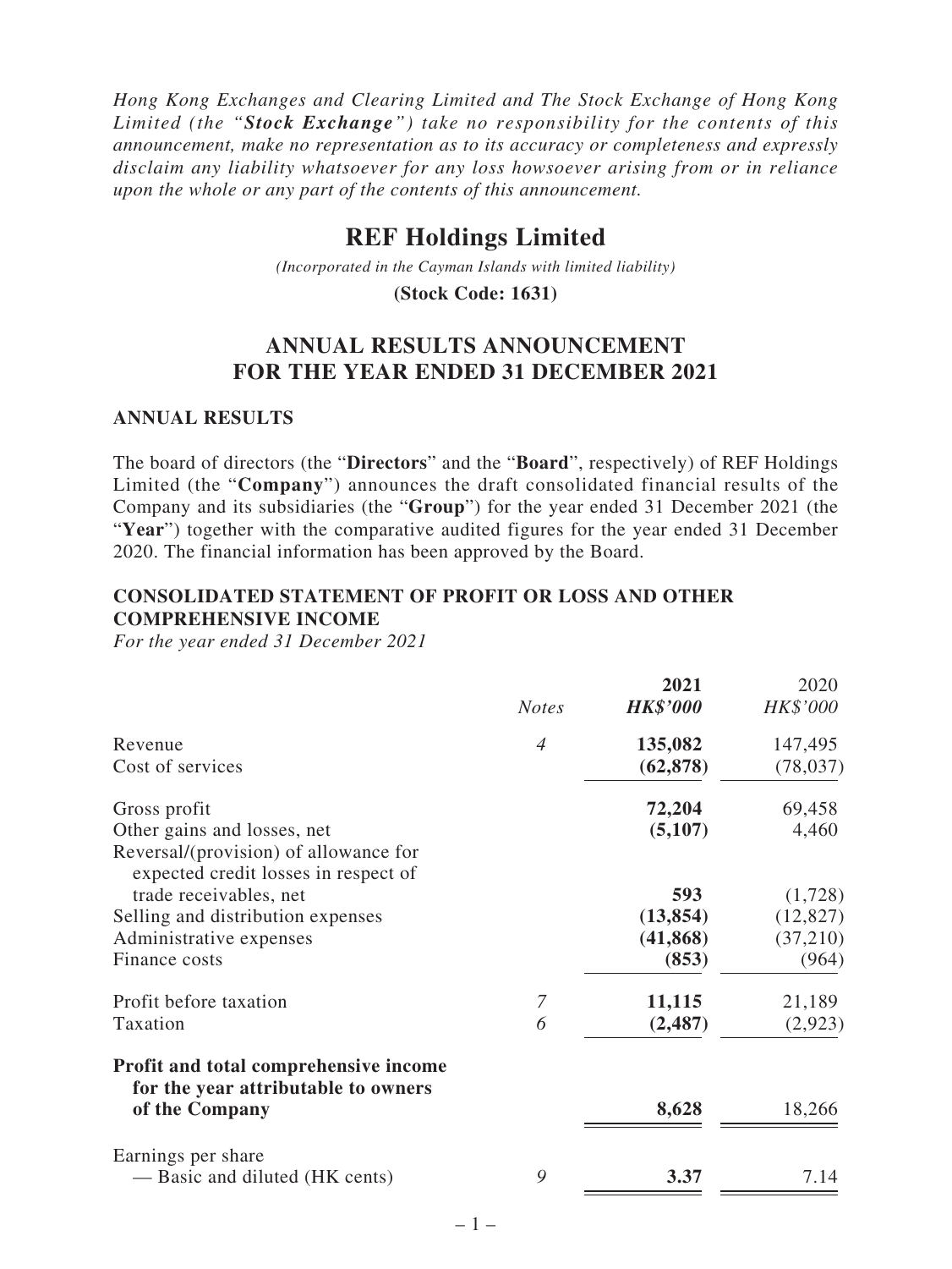*Hong Kong Exchanges and Clearing Limited and The Stock Exchange of Hong Kong Limited (the "**Stock Exchange**") take no responsibility for the contents of this announcement, make no representation as to its accuracy or completeness and expressly disclaim any liability whatsoever for any loss howsoever arising from or in reliance upon the whole or any part of the contents of this announcement.*

# REF Holdings Limited

*(Incorporated in the Cayman Islands with limited liability)*

**(Stock Code: 1631)**

## ANNUAL RESULTS ANNOUNCEMENT FOR THE YEAR ENDED 31 DECEMBER 2021

### ANNUAL RESULTS

The board of directors (the "**Directors**" and the "**Board**", respectively) of REF Holdings Limited (the "**Company**") announces the draft consolidated financial results of the Company and its subsidiaries (the "**Group**") for the year ended 31 December 2021 (the "**Year**") together with the comparative audited figures for the year ended 31 December 2020. The financial information has been approved by the Board.

### CONSOLIDATED STATEMENT OF PROFIT OR LOSS AND OTHER COMPREHENSIVE INCOME

*For the year ended 31 December 2021*

| | *Notes* | **2021** | 2020 |
|---|---|---|---|
| | | ***HK$'000*** | *HK$'000* |
| Revenue | *4* | **135,082** | 147,495 |
| Cost of services | | **(62,878)** | (78,037) |
| Gross profit | | **72,204** | 69,458 |
| Other gains and losses, net | | **(5,107)** | 4,460 |
| Reversal/(provision) of allowance for expected credit losses in respect of trade receivables, net | | **593** | (1,728) |
| Selling and distribution expenses | | **(13,854)** | (12,827) |
| Administrative expenses | | **(41,868)** | (37,210) |
| Finance costs | | **(853)** | (964) |
| Profit before taxation | *7* | **11,115** | 21,189 |
| Taxation | *6* | **(2,487)** | (2,923) |
| **Profit and total comprehensive income for the year attributable to owners of the Company** | | **8,628** | 18,266 |
| Earnings per share | | | |
| — Basic and diluted (HK cents) | *9* | **3.37** | 7.14 |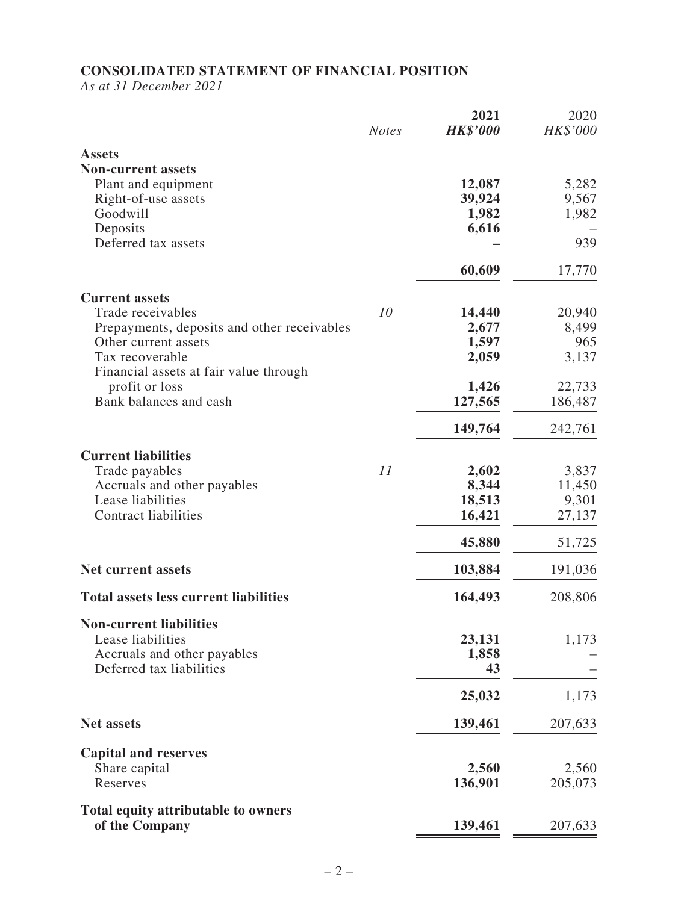# CONSOLIDATED STATEMENT OF FINANCIAL POSITION

*As at 31 December 2021*

| | *Notes* | **2021** **HK$'000** | 2020 *HK$'000* |
|---|---|---|---|
| **Assets** | | | |
| **Non-current assets** | | | |
| Plant and equipment | | **12,087** | 5,282 |
| Right-of-use assets | | **39,924** | 9,567 |
| Goodwill | | **1,982** | 1,982 |
| Deposits | | **6,616** | – |
| Deferred tax assets | | **–** | 939 |
| | | **60,609** | 17,770 |
| **Current assets** | | | |
| Trade receivables | *10* | **14,440** | 20,940 |
| Prepayments, deposits and other receivables | | **2,677** | 8,499 |
| Other current assets | | **1,597** | 965 |
| Tax recoverable | | **2,059** | 3,137 |
| Financial assets at fair value through profit or loss | | **1,426** | 22,733 |
| Bank balances and cash | | **127,565** | 186,487 |
| | | **149,764** | 242,761 |
| **Current liabilities** | | | |
| Trade payables | *11* | **2,602** | 3,837 |
| Accruals and other payables | | **8,344** | 11,450 |
| Lease liabilities | | **18,513** | 9,301 |
| Contract liabilities | | **16,421** | 27,137 |
| | | **45,880** | 51,725 |
| **Net current assets** | | **103,884** | 191,036 |
| **Total assets less current liabilities** | | **164,493** | 208,806 |
| **Non-current liabilities** | | | |
| Lease liabilities | | **23,131** | 1,173 |
| Accruals and other payables | | **1,858** | – |
| Deferred tax liabilities | | **43** | – |
| | | **25,032** | 1,173 |
| **Net assets** | | **139,461** | 207,633 |
| **Capital and reserves** | | | |
| Share capital | | **2,560** | 2,560 |
| Reserves | | **136,901** | 205,073 |
| **Total equity attributable to owners of the Company** | | **139,461** | 207,633 |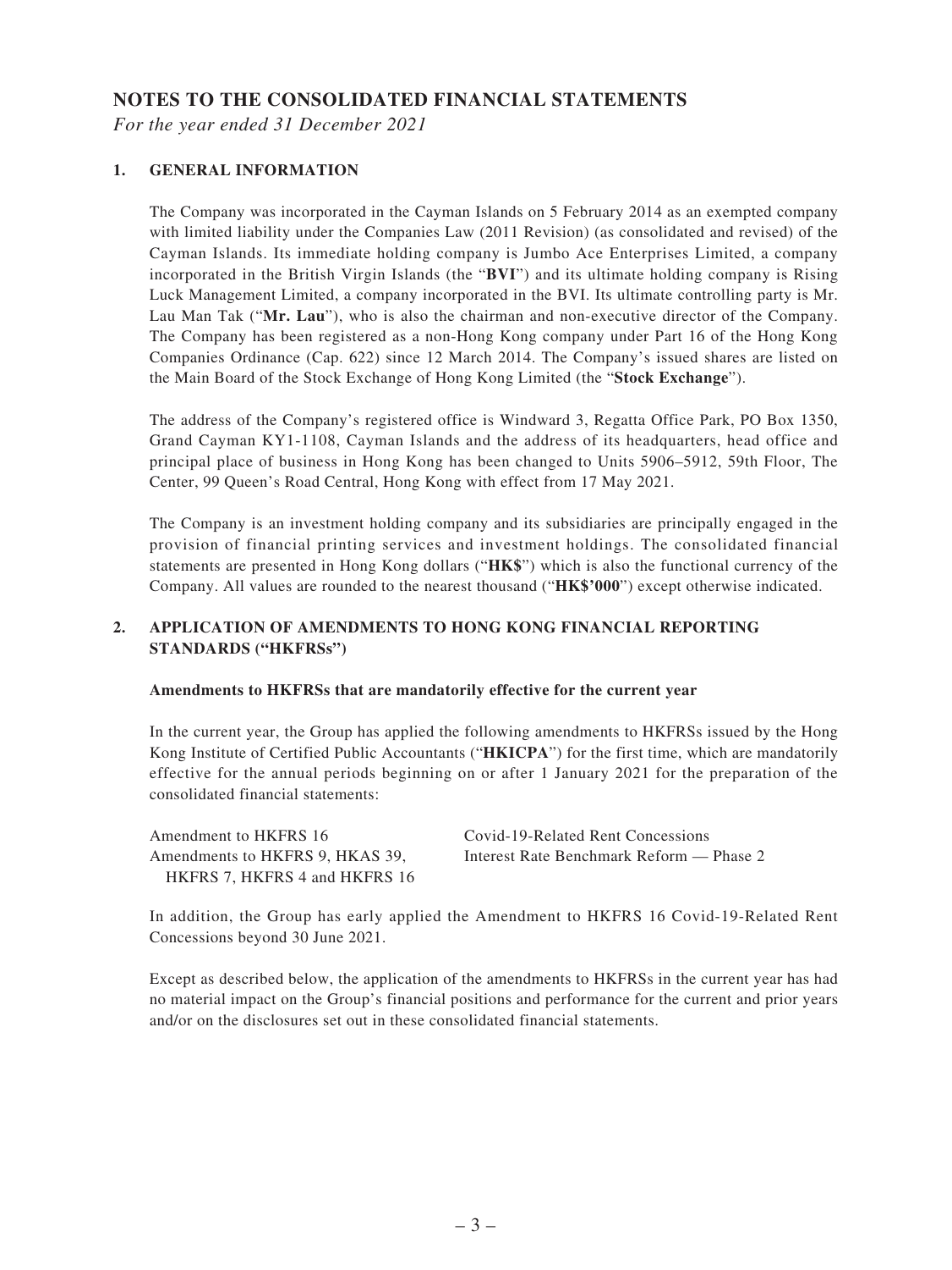# NOTES TO THE CONSOLIDATED FINANCIAL STATEMENTS

*For the year ended 31 December 2021*

## 1. GENERAL INFORMATION

The Company was incorporated in the Cayman Islands on 5 February 2014 as an exempted company with limited liability under the Companies Law (2011 Revision) (as consolidated and revised) of the Cayman Islands. Its immediate holding company is Jumbo Ace Enterprises Limited, a company incorporated in the British Virgin Islands (the "**BVI**") and its ultimate holding company is Rising Luck Management Limited, a company incorporated in the BVI. Its ultimate controlling party is Mr. Lau Man Tak ("**Mr. Lau**"), who is also the chairman and non-executive director of the Company. The Company has been registered as a non-Hong Kong company under Part 16 of the Hong Kong Companies Ordinance (Cap. 622) since 12 March 2014. The Company's issued shares are listed on the Main Board of the Stock Exchange of Hong Kong Limited (the "**Stock Exchange**").

The address of the Company's registered office is Windward 3, Regatta Office Park, PO Box 1350, Grand Cayman KY1-1108, Cayman Islands and the address of its headquarters, head office and principal place of business in Hong Kong has been changed to Units 5906–5912, 59th Floor, The Center, 99 Queen's Road Central, Hong Kong with effect from 17 May 2021.

The Company is an investment holding company and its subsidiaries are principally engaged in the provision of financial printing services and investment holdings. The consolidated financial statements are presented in Hong Kong dollars ("**HK$**") which is also the functional currency of the Company. All values are rounded to the nearest thousand ("**HK$'000**") except otherwise indicated.

## 2. APPLICATION OF AMENDMENTS TO HONG KONG FINANCIAL REPORTING STANDARDS ("HKFRSs")

**Amendments to HKFRSs that are mandatorily effective for the current year**

In the current year, the Group has applied the following amendments to HKFRSs issued by the Hong Kong Institute of Certified Public Accountants ("**HKICPA**") for the first time, which are mandatorily effective for the annual periods beginning on or after 1 January 2021 for the preparation of the consolidated financial statements:

| | |
|---|---|
| Amendment to HKFRS 16 | Covid-19-Related Rent Concessions |
| Amendments to HKFRS 9, HKAS 39, HKFRS 7, HKFRS 4 and HKFRS 16 | Interest Rate Benchmark Reform — Phase 2 |

In addition, the Group has early applied the Amendment to HKFRS 16 Covid-19-Related Rent Concessions beyond 30 June 2021.

Except as described below, the application of the amendments to HKFRSs in the current year has had no material impact on the Group's financial positions and performance for the current and prior years and/or on the disclosures set out in these consolidated financial statements.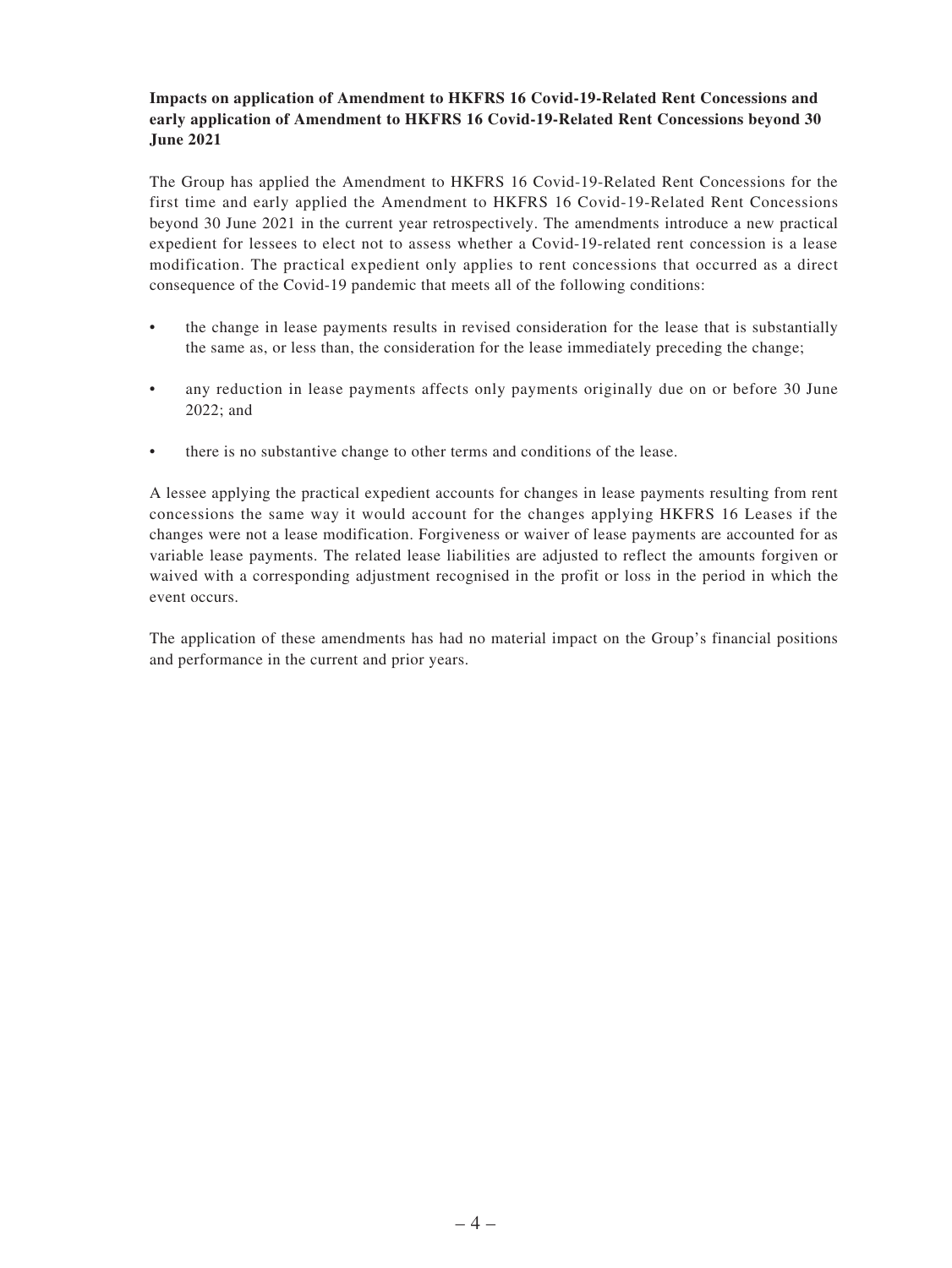**Impacts on application of Amendment to HKFRS 16 Covid-19-Related Rent Concessions and early application of Amendment to HKFRS 16 Covid-19-Related Rent Concessions beyond 30 June 2021**

The Group has applied the Amendment to HKFRS 16 Covid-19-Related Rent Concessions for the first time and early applied the Amendment to HKFRS 16 Covid-19-Related Rent Concessions beyond 30 June 2021 in the current year retrospectively. The amendments introduce a new practical expedient for lessees to elect not to assess whether a Covid-19-related rent concession is a lease modification. The practical expedient only applies to rent concessions that occurred as a direct consequence of the Covid-19 pandemic that meets all of the following conditions:

- the change in lease payments results in revised consideration for the lease that is substantially the same as, or less than, the consideration for the lease immediately preceding the change;
- any reduction in lease payments affects only payments originally due on or before 30 June 2022; and
- there is no substantive change to other terms and conditions of the lease.

A lessee applying the practical expedient accounts for changes in lease payments resulting from rent concessions the same way it would account for the changes applying HKFRS 16 Leases if the changes were not a lease modification. Forgiveness or waiver of lease payments are accounted for as variable lease payments. The related lease liabilities are adjusted to reflect the amounts forgiven or waived with a corresponding adjustment recognised in the profit or loss in the period in which the event occurs.

The application of these amendments has had no material impact on the Group's financial positions and performance in the current and prior years.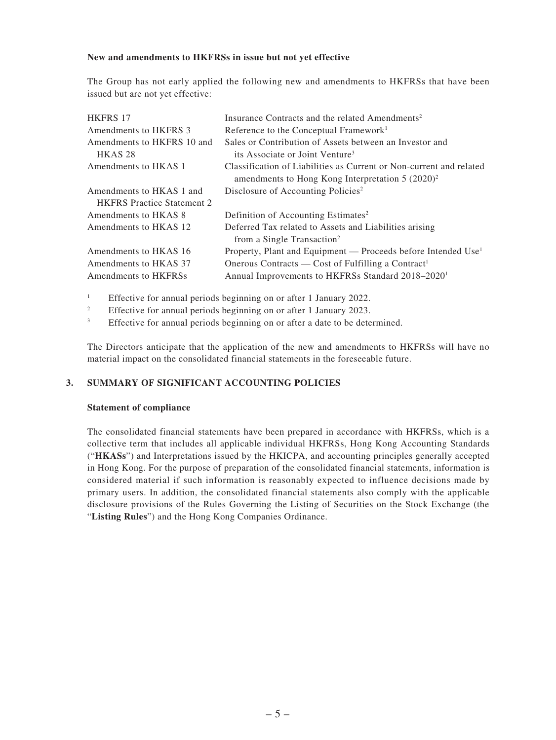**New and amendments to HKFRSs in issue but not yet effective**

The Group has not early applied the following new and amendments to HKFRSs that have been issued but are not yet effective:

| | |
|---|---|
| HKFRS 17 | Insurance Contracts and the related Amendments[2] |
| Amendments to HKFRS 3 | Reference to the Conceptual Framework[1] |
| Amendments to HKFRS 10 and HKAS 28 | Sales or Contribution of Assets between an Investor and its Associate or Joint Venture[3] |
| Amendments to HKAS 1 | Classification of Liabilities as Current or Non-current and related amendments to Hong Kong Interpretation 5 (2020)[2] |
| Amendments to HKAS 1 and HKFRS Practice Statement 2 | Disclosure of Accounting Policies[2] |
| Amendments to HKAS 8 | Definition of Accounting Estimates[2] |
| Amendments to HKAS 12 | Deferred Tax related to Assets and Liabilities arising from a Single Transaction[2] |
| Amendments to HKAS 16 | Property, Plant and Equipment — Proceeds before Intended Use[1] |
| Amendments to HKAS 37 | Onerous Contracts — Cost of Fulfilling a Contract[1] |
| Amendments to HKFRSs | Annual Improvements to HKFRSs Standard 2018–2020[1] |

[1] Effective for annual periods beginning on or after 1 January 2022.

[2] Effective for annual periods beginning on or after 1 January 2023.

[3] Effective for annual periods beginning on or after a date to be determined.

The Directors anticipate that the application of the new and amendments to HKFRSs will have no material impact on the consolidated financial statements in the foreseeable future.

## 3. SUMMARY OF SIGNIFICANT ACCOUNTING POLICIES

**Statement of compliance**

The consolidated financial statements have been prepared in accordance with HKFRSs, which is a collective term that includes all applicable individual HKFRSs, Hong Kong Accounting Standards ("**HKASs**") and Interpretations issued by the HKICPA, and accounting principles generally accepted in Hong Kong. For the purpose of preparation of the consolidated financial statements, information is considered material if such information is reasonably expected to influence decisions made by primary users. In addition, the consolidated financial statements also comply with the applicable disclosure provisions of the Rules Governing the Listing of Securities on the Stock Exchange (the "**Listing Rules**") and the Hong Kong Companies Ordinance.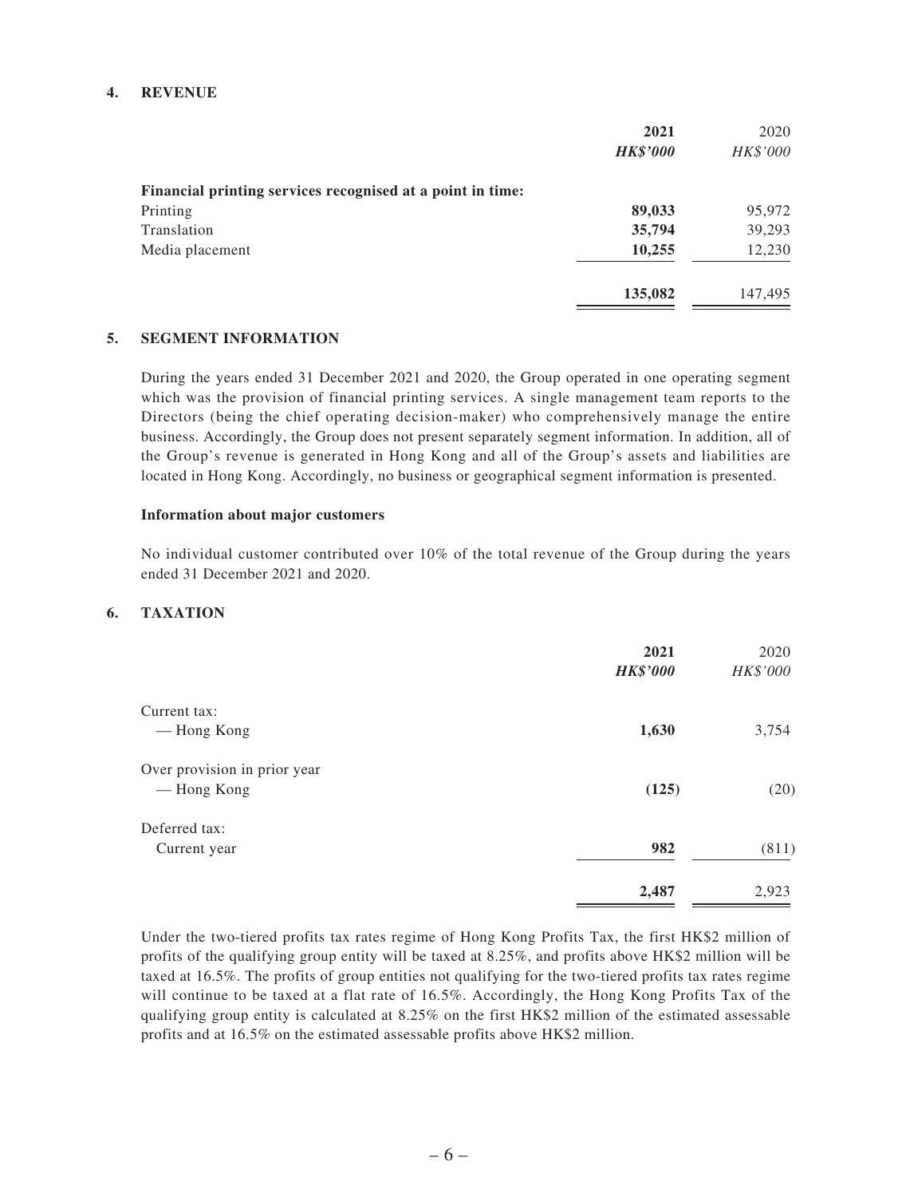## 4. REVENUE

| | 2021 | 2020 |
|---|---|---|
| | ***HK$'000*** | *HK$'000* |
| **Financial printing services recognised at a point in time:** | | |
| Printing | **89,033** | 95,972 |
| Translation | **35,794** | 39,293 |
| Media placement | **10,255** | 12,230 |
| | **135,082** | 147,495 |

## 5. SEGMENT INFORMATION

During the years ended 31 December 2021 and 2020, the Group operated in one operating segment which was the provision of financial printing services. A single management team reports to the Directors (being the chief operating decision-maker) who comprehensively manage the entire business. Accordingly, the Group does not present separately segment information. In addition, all of the Group's revenue is generated in Hong Kong and all of the Group's assets and liabilities are located in Hong Kong. Accordingly, no business or geographical segment information is presented.

**Information about major customers**

No individual customer contributed over 10% of the total revenue of the Group during the years ended 31 December 2021 and 2020.

## 6. TAXATION

| | 2021 | 2020 |
|---|---|---|
| | ***HK$'000*** | *HK$'000* |
| Current tax: | | |
| — Hong Kong | **1,630** | 3,754 |
| Over provision in prior year | | |
| — Hong Kong | **(125)** | (20) |
| Deferred tax: | | |
| Current year | **982** | (811) |
| | **2,487** | 2,923 |

Under the two-tiered profits tax rates regime of Hong Kong Profits Tax, the first HK$2 million of profits of the qualifying group entity will be taxed at 8.25%, and profits above HK$2 million will be taxed at 16.5%. The profits of group entities not qualifying for the two-tiered profits tax rates regime will continue to be taxed at a flat rate of 16.5%. Accordingly, the Hong Kong Profits Tax of the qualifying group entity is calculated at 8.25% on the first HK$2 million of the estimated assessable profits and at 16.5% on the estimated assessable profits above HK$2 million.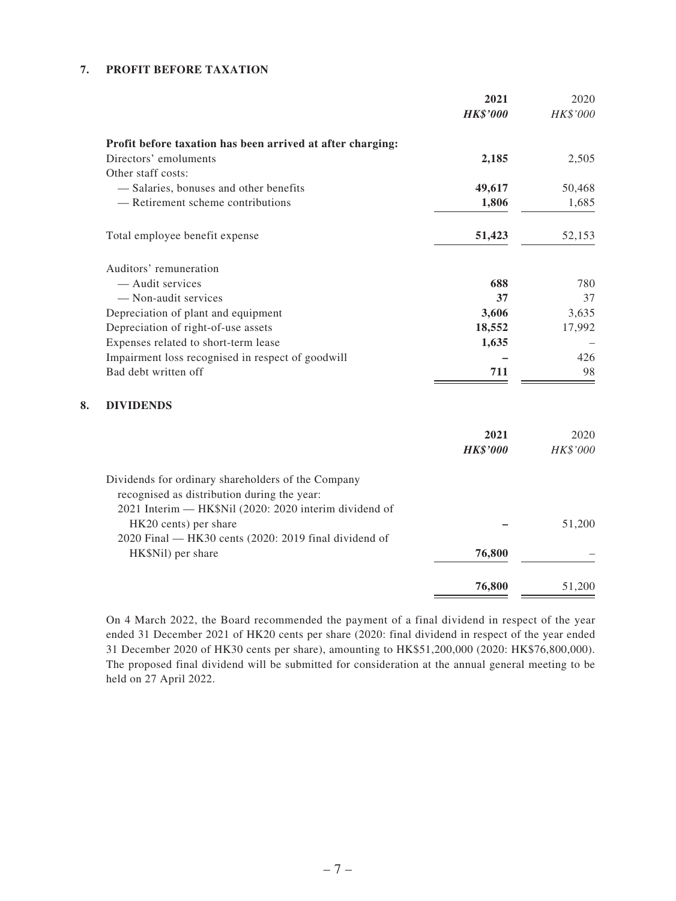## 7. PROFIT BEFORE TAXATION

| | 2021 | 2020 |
|---|---|---|
| | ***HK$'000*** | *HK$'000* |
| **Profit before taxation has been arrived at after charging:** | | |
| Directors' emoluments | **2,185** | 2,505 |
| Other staff costs: | | |
| — Salaries, bonuses and other benefits | **49,617** | 50,468 |
| — Retirement scheme contributions | **1,806** | 1,685 |
| Total employee benefit expense | **51,423** | 52,153 |
| Auditors' remuneration | | |
| — Audit services | **688** | 780 |
| — Non-audit services | **37** | 37 |
| Depreciation of plant and equipment | **3,606** | 3,635 |
| Depreciation of right-of-use assets | **18,552** | 17,992 |
| Expenses related to short-term lease | **1,635** | – |
| Impairment loss recognised in respect of goodwill | **–** | 426 |
| Bad debt written off | **711** | 98 |

## 8. DIVIDENDS

| | 2021 | 2020 |
|---|---|---|
| | ***HK$'000*** | *HK$'000* |
| Dividends for ordinary shareholders of the Company recognised as distribution during the year: | | |
| 2021 Interim — HK$Nil (2020: 2020 interim dividend of HK20 cents) per share | **–** | 51,200 |
| 2020 Final — HK30 cents (2020: 2019 final dividend of HK$Nil) per share | **76,800** | – |
| | **76,800** | 51,200 |

On 4 March 2022, the Board recommended the payment of a final dividend in respect of the year ended 31 December 2021 of HK20 cents per share (2020: final dividend in respect of the year ended 31 December 2020 of HK30 cents per share), amounting to HK$51,200,000 (2020: HK$76,800,000). The proposed final dividend will be submitted for consideration at the annual general meeting to be held on 27 April 2022.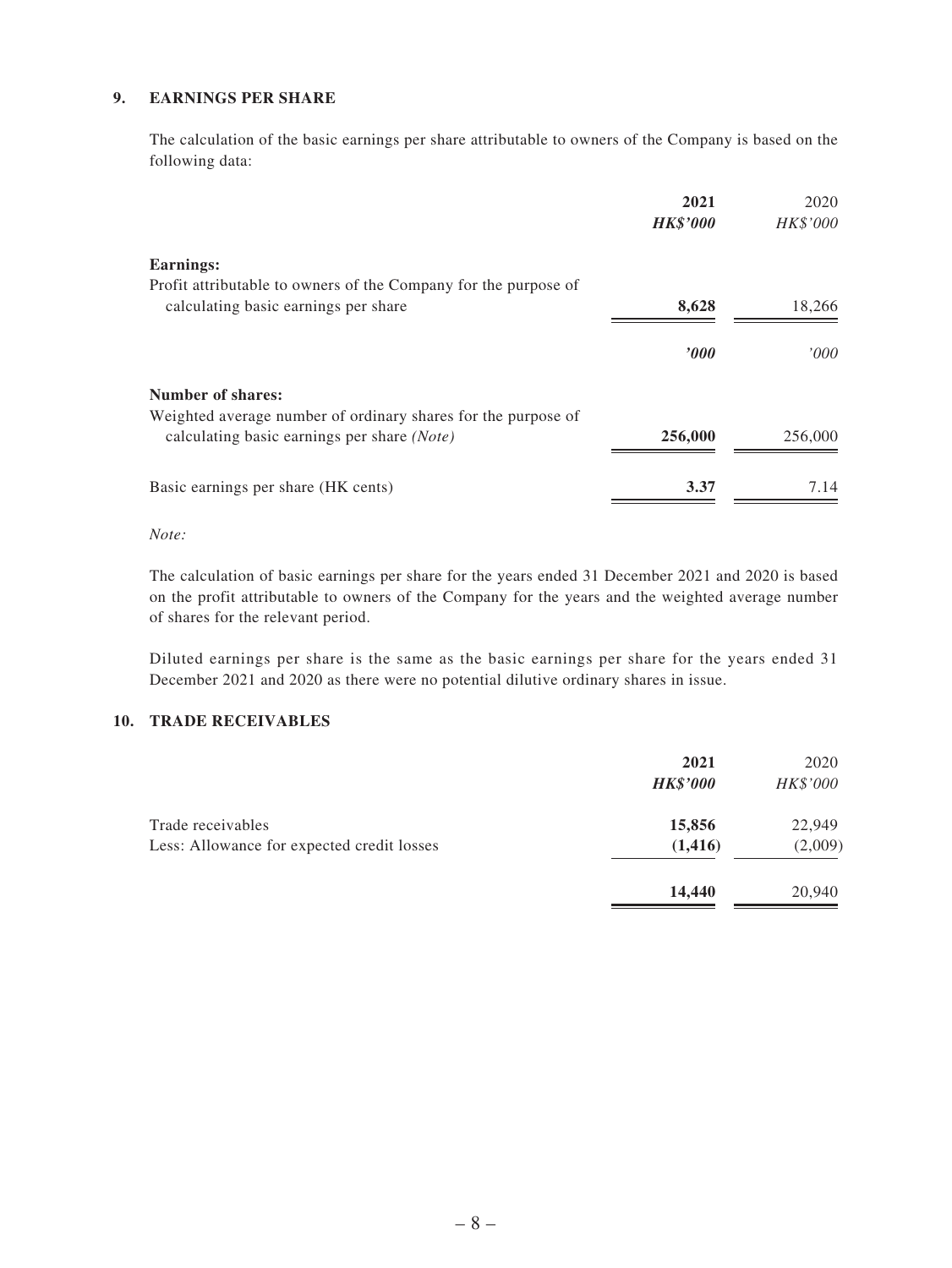## 9. EARNINGS PER SHARE

The calculation of the basic earnings per share attributable to owners of the Company is based on the following data:

| | 2021 | 2020 |
|---|---|---|
| | ***HK$'000*** | *HK$'000* |
| **Earnings:** | | |
| Profit attributable to owners of the Company for the purpose of calculating basic earnings per share | **8,628** | 18,266 |
| | ***'000*** | *'000* |
| **Number of shares:** | | |
| Weighted average number of ordinary shares for the purpose of calculating basic earnings per share *(Note)* | **256,000** | 256,000 |
| Basic earnings per share (HK cents) | **3.37** | 7.14 |

*Note:*

The calculation of basic earnings per share for the years ended 31 December 2021 and 2020 is based on the profit attributable to owners of the Company for the years and the weighted average number of shares for the relevant period.

Diluted earnings per share is the same as the basic earnings per share for the years ended 31 December 2021 and 2020 as there were no potential dilutive ordinary shares in issue.

## 10. TRADE RECEIVABLES

| | 2021 | 2020 |
|---|---|---|
| | ***HK$'000*** | *HK$'000* |
| Trade receivables | **15,856** | 22,949 |
| Less: Allowance for expected credit losses | **(1,416)** | (2,009) |
| | **14,440** | 20,940 |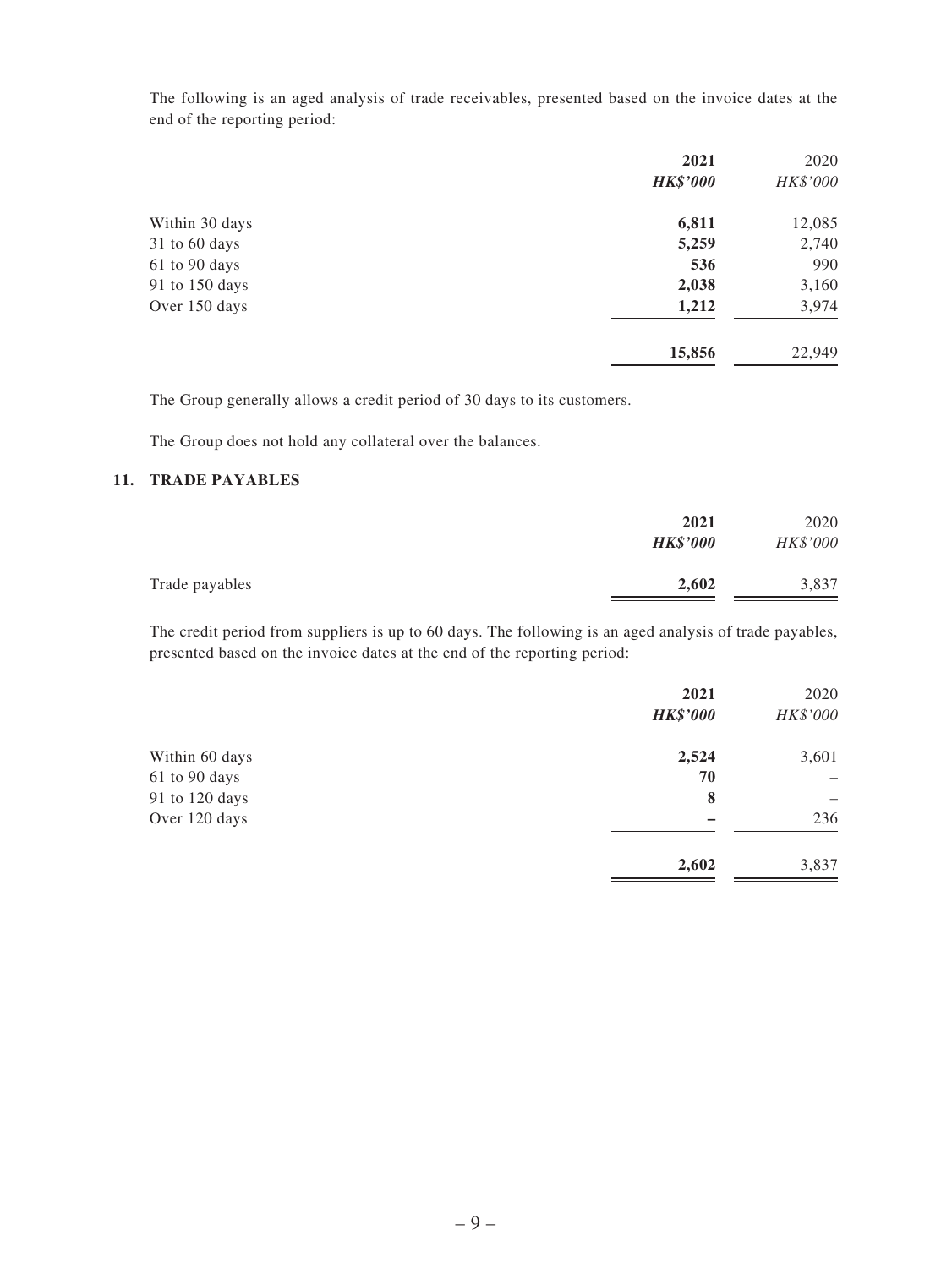The following is an aged analysis of trade receivables, presented based on the invoice dates at the end of the reporting period:

| | **2021** | 2020 |
|---|---|---|
| | ***HK$'000*** | *HK$'000* |
| Within 30 days | **6,811** | 12,085 |
| 31 to 60 days | **5,259** | 2,740 |
| 61 to 90 days | **536** | 990 |
| 91 to 150 days | **2,038** | 3,160 |
| Over 150 days | **1,212** | 3,974 |
| | **15,856** | 22,949 |

The Group generally allows a credit period of 30 days to its customers.

The Group does not hold any collateral over the balances.

## 11. TRADE PAYABLES

| | **2021** | 2020 |
|---|---|---|
| | ***HK$'000*** | *HK$'000* |
| Trade payables | **2,602** | 3,837 |

The credit period from suppliers is up to 60 days. The following is an aged analysis of trade payables, presented based on the invoice dates at the end of the reporting period:

| | **2021** | 2020 |
|---|---|---|
| | ***HK$'000*** | *HK$'000* |
| Within 60 days | **2,524** | 3,601 |
| 61 to 90 days | **70** | – |
| 91 to 120 days | **8** | – |
| Over 120 days | **–** | 236 |
| | **2,602** | 3,837 |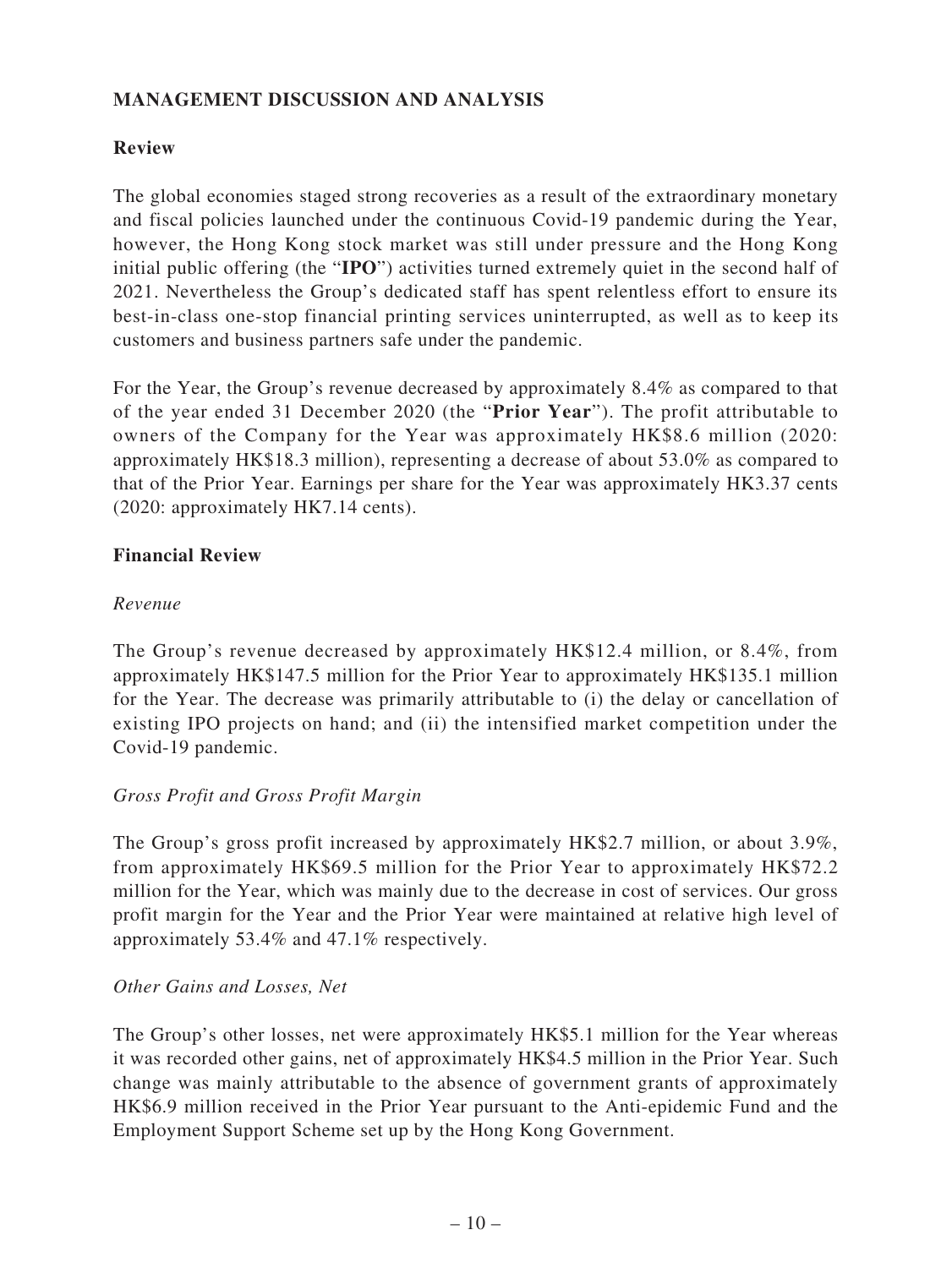## MANAGEMENT DISCUSSION AND ANALYSIS

### Review

The global economies staged strong recoveries as a result of the extraordinary monetary and fiscal policies launched under the continuous Covid-19 pandemic during the Year, however, the Hong Kong stock market was still under pressure and the Hong Kong initial public offering (the "**IPO**") activities turned extremely quiet in the second half of 2021. Nevertheless the Group's dedicated staff has spent relentless effort to ensure its best-in-class one-stop financial printing services uninterrupted, as well as to keep its customers and business partners safe under the pandemic.

For the Year, the Group's revenue decreased by approximately 8.4% as compared to that of the year ended 31 December 2020 (the "**Prior Year**"). The profit attributable to owners of the Company for the Year was approximately HK$8.6 million (2020: approximately HK$18.3 million), representing a decrease of about 53.0% as compared to that of the Prior Year. Earnings per share for the Year was approximately HK3.37 cents (2020: approximately HK7.14 cents).

### Financial Review

*Revenue*

The Group's revenue decreased by approximately HK$12.4 million, or 8.4%, from approximately HK$147.5 million for the Prior Year to approximately HK$135.1 million for the Year. The decrease was primarily attributable to (i) the delay or cancellation of existing IPO projects on hand; and (ii) the intensified market competition under the Covid-19 pandemic.

*Gross Profit and Gross Profit Margin*

The Group's gross profit increased by approximately HK$2.7 million, or about 3.9%, from approximately HK$69.5 million for the Prior Year to approximately HK$72.2 million for the Year, which was mainly due to the decrease in cost of services. Our gross profit margin for the Year and the Prior Year were maintained at relative high level of approximately 53.4% and 47.1% respectively.

*Other Gains and Losses, Net*

The Group's other losses, net were approximately HK$5.1 million for the Year whereas it was recorded other gains, net of approximately HK$4.5 million in the Prior Year. Such change was mainly attributable to the absence of government grants of approximately HK$6.9 million received in the Prior Year pursuant to the Anti-epidemic Fund and the Employment Support Scheme set up by the Hong Kong Government.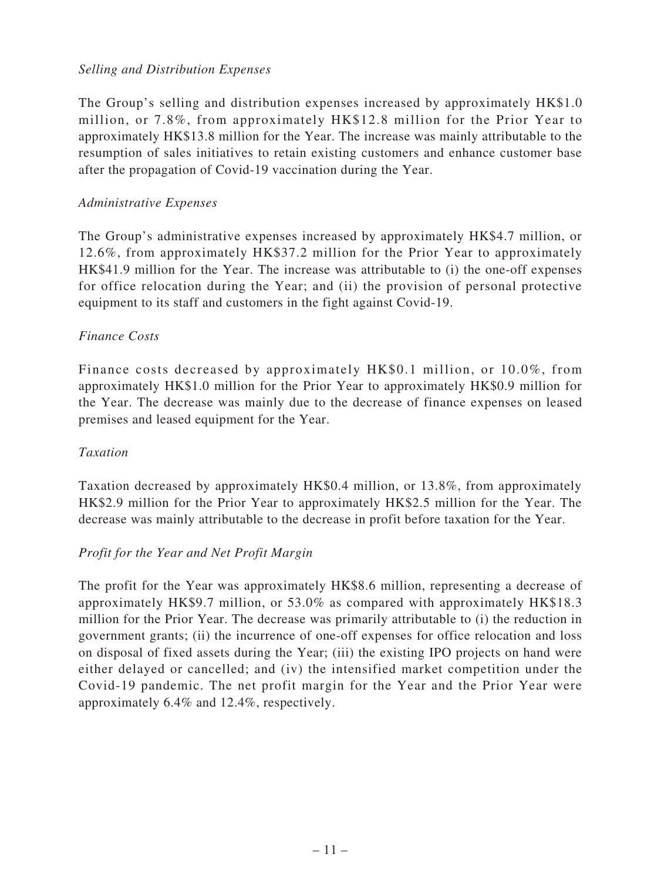*Selling and Distribution Expenses*

The Group's selling and distribution expenses increased by approximately HK$1.0 million, or 7.8%, from approximately HK$12.8 million for the Prior Year to approximately HK$13.8 million for the Year. The increase was mainly attributable to the resumption of sales initiatives to retain existing customers and enhance customer base after the propagation of Covid-19 vaccination during the Year.

*Administrative Expenses*

The Group's administrative expenses increased by approximately HK$4.7 million, or 12.6%, from approximately HK$37.2 million for the Prior Year to approximately HK$41.9 million for the Year. The increase was attributable to (i) the one-off expenses for office relocation during the Year; and (ii) the provision of personal protective equipment to its staff and customers in the fight against Covid-19.

*Finance Costs*

Finance costs decreased by approximately HK$0.1 million, or 10.0%, from approximately HK$1.0 million for the Prior Year to approximately HK$0.9 million for the Year. The decrease was mainly due to the decrease of finance expenses on leased premises and leased equipment for the Year.

*Taxation*

Taxation decreased by approximately HK$0.4 million, or 13.8%, from approximately HK$2.9 million for the Prior Year to approximately HK$2.5 million for the Year. The decrease was mainly attributable to the decrease in profit before taxation for the Year.

*Profit for the Year and Net Profit Margin*

The profit for the Year was approximately HK$8.6 million, representing a decrease of approximately HK$9.7 million, or 53.0% as compared with approximately HK$18.3 million for the Prior Year. The decrease was primarily attributable to (i) the reduction in government grants; (ii) the incurrence of one-off expenses for office relocation and loss on disposal of fixed assets during the Year; (iii) the existing IPO projects on hand were either delayed or cancelled; and (iv) the intensified market competition under the Covid-19 pandemic. The net profit margin for the Year and the Prior Year were approximately 6.4% and 12.4%, respectively.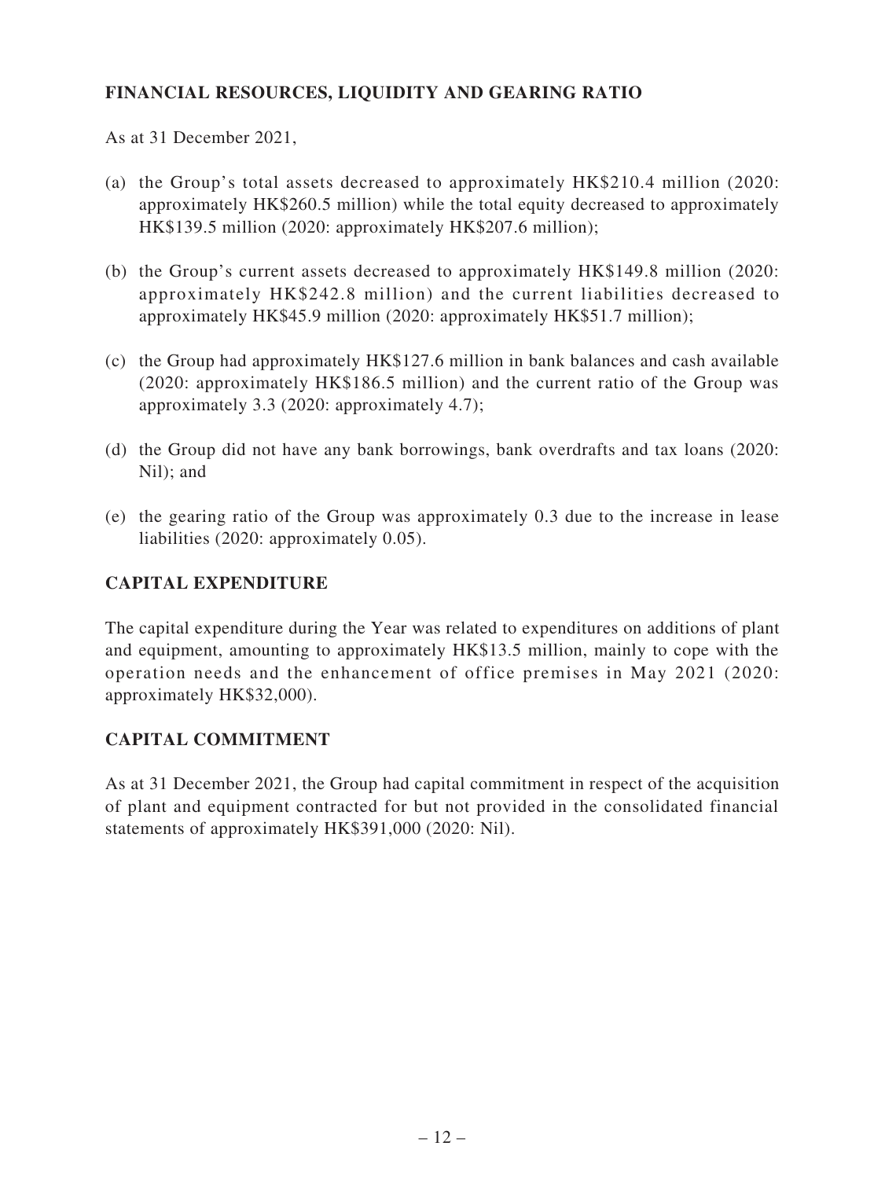## FINANCIAL RESOURCES, LIQUIDITY AND GEARING RATIO

As at 31 December 2021,

(a) the Group's total assets decreased to approximately HK$210.4 million (2020: approximately HK$260.5 million) while the total equity decreased to approximately HK$139.5 million (2020: approximately HK$207.6 million);

(b) the Group's current assets decreased to approximately HK$149.8 million (2020: approximately HK$242.8 million) and the current liabilities decreased to approximately HK$45.9 million (2020: approximately HK$51.7 million);

(c) the Group had approximately HK$127.6 million in bank balances and cash available (2020: approximately HK$186.5 million) and the current ratio of the Group was approximately 3.3 (2020: approximately 4.7);

(d) the Group did not have any bank borrowings, bank overdrafts and tax loans (2020: Nil); and

(e) the gearing ratio of the Group was approximately 0.3 due to the increase in lease liabilities (2020: approximately 0.05).

## CAPITAL EXPENDITURE

The capital expenditure during the Year was related to expenditures on additions of plant and equipment, amounting to approximately HK$13.5 million, mainly to cope with the operation needs and the enhancement of office premises in May 2021 (2020: approximately HK$32,000).

## CAPITAL COMMITMENT

As at 31 December 2021, the Group had capital commitment in respect of the acquisition of plant and equipment contracted for but not provided in the consolidated financial statements of approximately HK$391,000 (2020: Nil).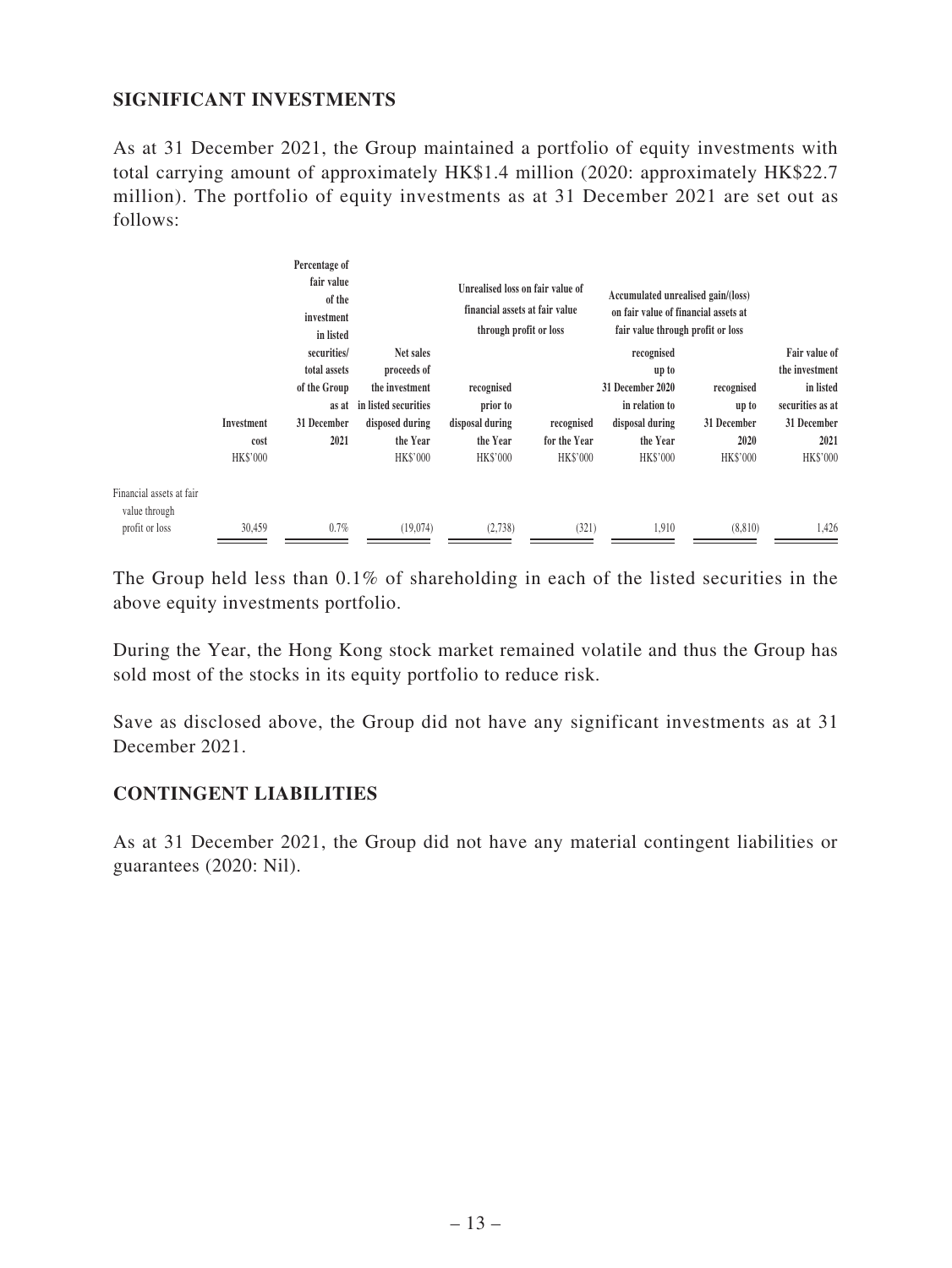## SIGNIFICANT INVESTMENTS

As at 31 December 2021, the Group maintained a portfolio of equity investments with total carrying amount of approximately HK$1.4 million (2020: approximately HK$22.7 million). The portfolio of equity investments as at 31 December 2021 are set out as follows:

| | Investment cost | Percentage of fair value of the investment in listed securities/ total assets of the Group as at 31 December 2021 | Net sales proceeds of the investment in listed securities disposed during the Year | Unrealised loss on fair value of financial assets at fair value through profit or loss | | Accumulated unrealised gain/(loss) on fair value of financial assets at fair value through profit or loss | | Fair value of the investment in listed securities as at 31 December 2021 |
|---|---|---|---|---|---|---|---|---|
| | | | | recognised prior to disposal during the Year | recognised for the Year | recognised up to 31 December 2020 in relation to disposal during the Year | recognised up to 31 December 2020 | |
| | HK$'000 | | HK$'000 | HK$'000 | HK$'000 | HK$'000 | HK$'000 | HK$'000 |
| Financial assets at fair value through profit or loss | 30,459 | 0.7% | (19,074) | (2,738) | (321) | 1,910 | (8,810) | 1,426 |

The Group held less than 0.1% of shareholding in each of the listed securities in the above equity investments portfolio.

During the Year, the Hong Kong stock market remained volatile and thus the Group has sold most of the stocks in its equity portfolio to reduce risk.

Save as disclosed above, the Group did not have any significant investments as at 31 December 2021.

## CONTINGENT LIABILITIES

As at 31 December 2021, the Group did not have any material contingent liabilities or guarantees (2020: Nil).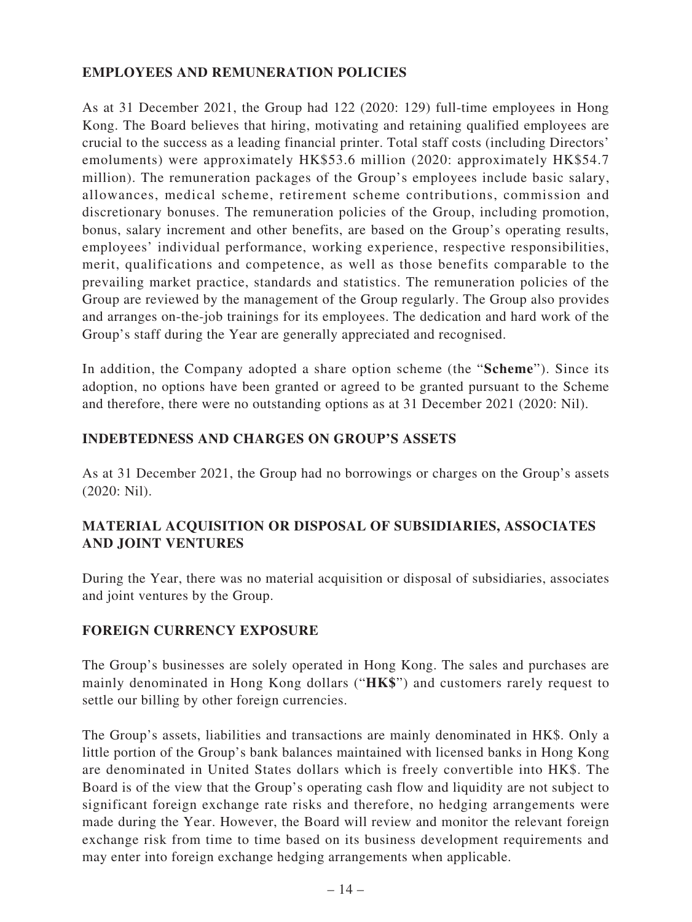## EMPLOYEES AND REMUNERATION POLICIES

As at 31 December 2021, the Group had 122 (2020: 129) full-time employees in Hong Kong. The Board believes that hiring, motivating and retaining qualified employees are crucial to the success as a leading financial printer. Total staff costs (including Directors' emoluments) were approximately HK$53.6 million (2020: approximately HK$54.7 million). The remuneration packages of the Group's employees include basic salary, allowances, medical scheme, retirement scheme contributions, commission and discretionary bonuses. The remuneration policies of the Group, including promotion, bonus, salary increment and other benefits, are based on the Group's operating results, employees' individual performance, working experience, respective responsibilities, merit, qualifications and competence, as well as those benefits comparable to the prevailing market practice, standards and statistics. The remuneration policies of the Group are reviewed by the management of the Group regularly. The Group also provides and arranges on-the-job trainings for its employees. The dedication and hard work of the Group's staff during the Year are generally appreciated and recognised.

In addition, the Company adopted a share option scheme (the "**Scheme**"). Since its adoption, no options have been granted or agreed to be granted pursuant to the Scheme and therefore, there were no outstanding options as at 31 December 2021 (2020: Nil).

## INDEBTEDNESS AND CHARGES ON GROUP'S ASSETS

As at 31 December 2021, the Group had no borrowings or charges on the Group's assets (2020: Nil).

## MATERIAL ACQUISITION OR DISPOSAL OF SUBSIDIARIES, ASSOCIATES AND JOINT VENTURES

During the Year, there was no material acquisition or disposal of subsidiaries, associates and joint ventures by the Group.

## FOREIGN CURRENCY EXPOSURE

The Group's businesses are solely operated in Hong Kong. The sales and purchases are mainly denominated in Hong Kong dollars ("**HK$**") and customers rarely request to settle our billing by other foreign currencies.

The Group's assets, liabilities and transactions are mainly denominated in HK$. Only a little portion of the Group's bank balances maintained with licensed banks in Hong Kong are denominated in United States dollars which is freely convertible into HK$. The Board is of the view that the Group's operating cash flow and liquidity are not subject to significant foreign exchange rate risks and therefore, no hedging arrangements were made during the Year. However, the Board will review and monitor the relevant foreign exchange risk from time to time based on its business development requirements and may enter into foreign exchange hedging arrangements when applicable.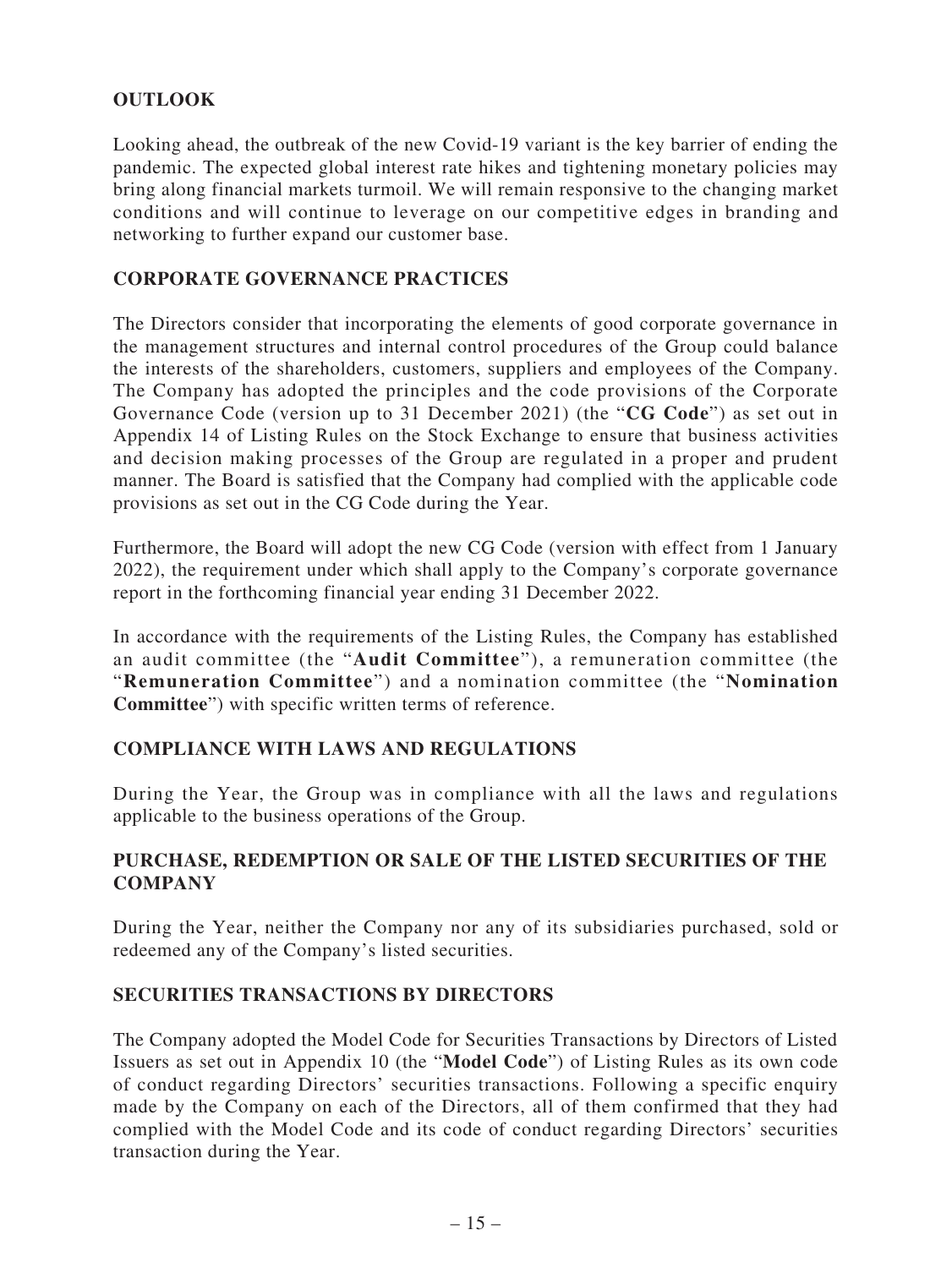## OUTLOOK

Looking ahead, the outbreak of the new Covid-19 variant is the key barrier of ending the pandemic. The expected global interest rate hikes and tightening monetary policies may bring along financial markets turmoil. We will remain responsive to the changing market conditions and will continue to leverage on our competitive edges in branding and networking to further expand our customer base.

## CORPORATE GOVERNANCE PRACTICES

The Directors consider that incorporating the elements of good corporate governance in the management structures and internal control procedures of the Group could balance the interests of the shareholders, customers, suppliers and employees of the Company. The Company has adopted the principles and the code provisions of the Corporate Governance Code (version up to 31 December 2021) (the "**CG Code**") as set out in Appendix 14 of Listing Rules on the Stock Exchange to ensure that business activities and decision making processes of the Group are regulated in a proper and prudent manner. The Board is satisfied that the Company had complied with the applicable code provisions as set out in the CG Code during the Year.

Furthermore, the Board will adopt the new CG Code (version with effect from 1 January 2022), the requirement under which shall apply to the Company's corporate governance report in the forthcoming financial year ending 31 December 2022.

In accordance with the requirements of the Listing Rules, the Company has established an audit committee (the "**Audit Committee**"), a remuneration committee (the "**Remuneration Committee**") and a nomination committee (the "**Nomination Committee**") with specific written terms of reference.

## COMPLIANCE WITH LAWS AND REGULATIONS

During the Year, the Group was in compliance with all the laws and regulations applicable to the business operations of the Group.

## PURCHASE, REDEMPTION OR SALE OF THE LISTED SECURITIES OF THE COMPANY

During the Year, neither the Company nor any of its subsidiaries purchased, sold or redeemed any of the Company's listed securities.

## SECURITIES TRANSACTIONS BY DIRECTORS

The Company adopted the Model Code for Securities Transactions by Directors of Listed Issuers as set out in Appendix 10 (the "**Model Code**") of Listing Rules as its own code of conduct regarding Directors' securities transactions. Following a specific enquiry made by the Company on each of the Directors, all of them confirmed that they had complied with the Model Code and its code of conduct regarding Directors' securities transaction during the Year.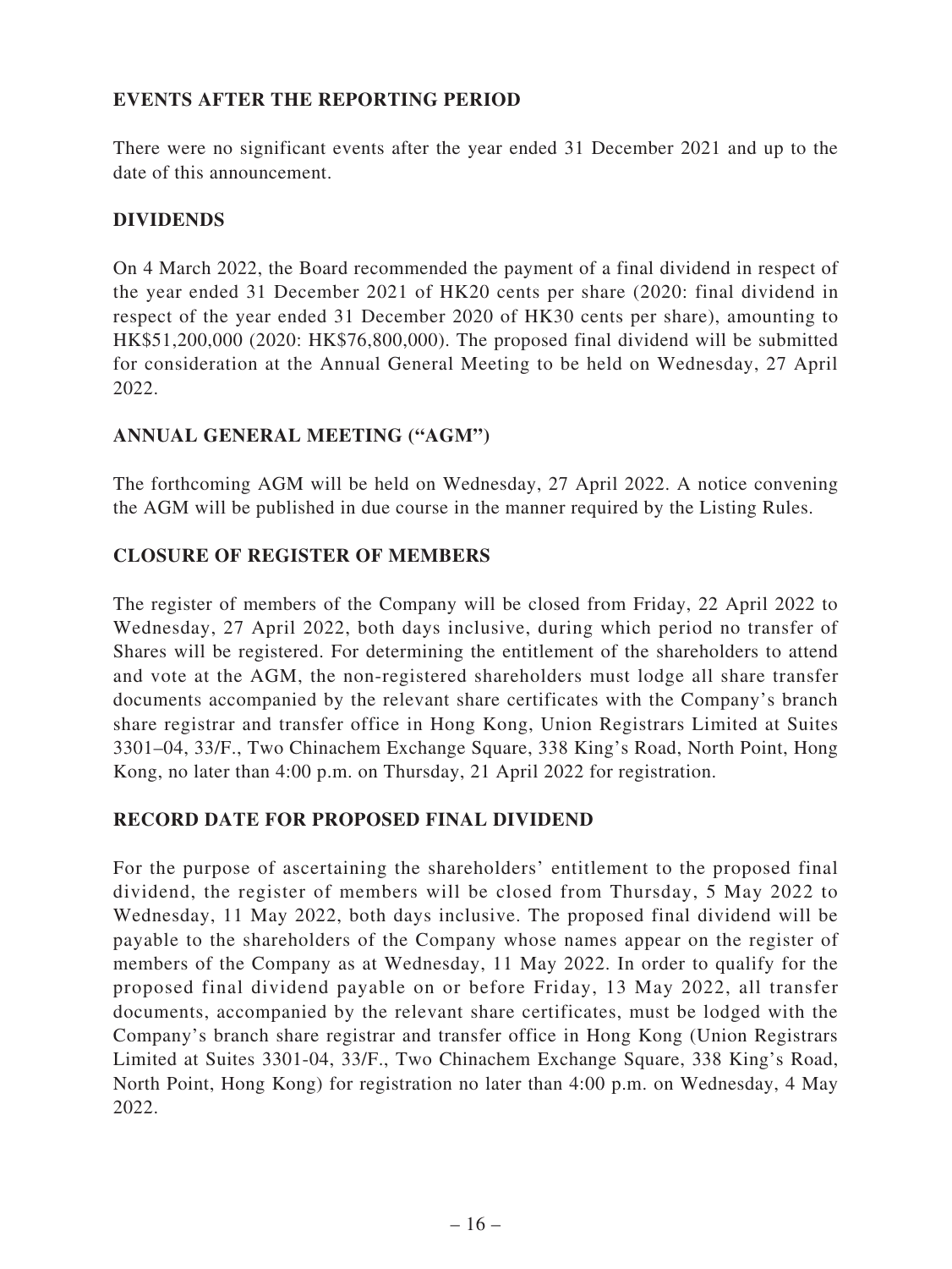## EVENTS AFTER THE REPORTING PERIOD

There were no significant events after the year ended 31 December 2021 and up to the date of this announcement.

## DIVIDENDS

On 4 March 2022, the Board recommended the payment of a final dividend in respect of the year ended 31 December 2021 of HK20 cents per share (2020: final dividend in respect of the year ended 31 December 2020 of HK30 cents per share), amounting to HK$51,200,000 (2020: HK$76,800,000). The proposed final dividend will be submitted for consideration at the Annual General Meeting to be held on Wednesday, 27 April 2022.

## ANNUAL GENERAL MEETING ("AGM")

The forthcoming AGM will be held on Wednesday, 27 April 2022. A notice convening the AGM will be published in due course in the manner required by the Listing Rules.

## CLOSURE OF REGISTER OF MEMBERS

The register of members of the Company will be closed from Friday, 22 April 2022 to Wednesday, 27 April 2022, both days inclusive, during which period no transfer of Shares will be registered. For determining the entitlement of the shareholders to attend and vote at the AGM, the non-registered shareholders must lodge all share transfer documents accompanied by the relevant share certificates with the Company's branch share registrar and transfer office in Hong Kong, Union Registrars Limited at Suites 3301–04, 33/F., Two Chinachem Exchange Square, 338 King's Road, North Point, Hong Kong, no later than 4:00 p.m. on Thursday, 21 April 2022 for registration.

## RECORD DATE FOR PROPOSED FINAL DIVIDEND

For the purpose of ascertaining the shareholders' entitlement to the proposed final dividend, the register of members will be closed from Thursday, 5 May 2022 to Wednesday, 11 May 2022, both days inclusive. The proposed final dividend will be payable to the shareholders of the Company whose names appear on the register of members of the Company as at Wednesday, 11 May 2022. In order to qualify for the proposed final dividend payable on or before Friday, 13 May 2022, all transfer documents, accompanied by the relevant share certificates, must be lodged with the Company's branch share registrar and transfer office in Hong Kong (Union Registrars Limited at Suites 3301-04, 33/F., Two Chinachem Exchange Square, 338 King's Road, North Point, Hong Kong) for registration no later than 4:00 p.m. on Wednesday, 4 May 2022.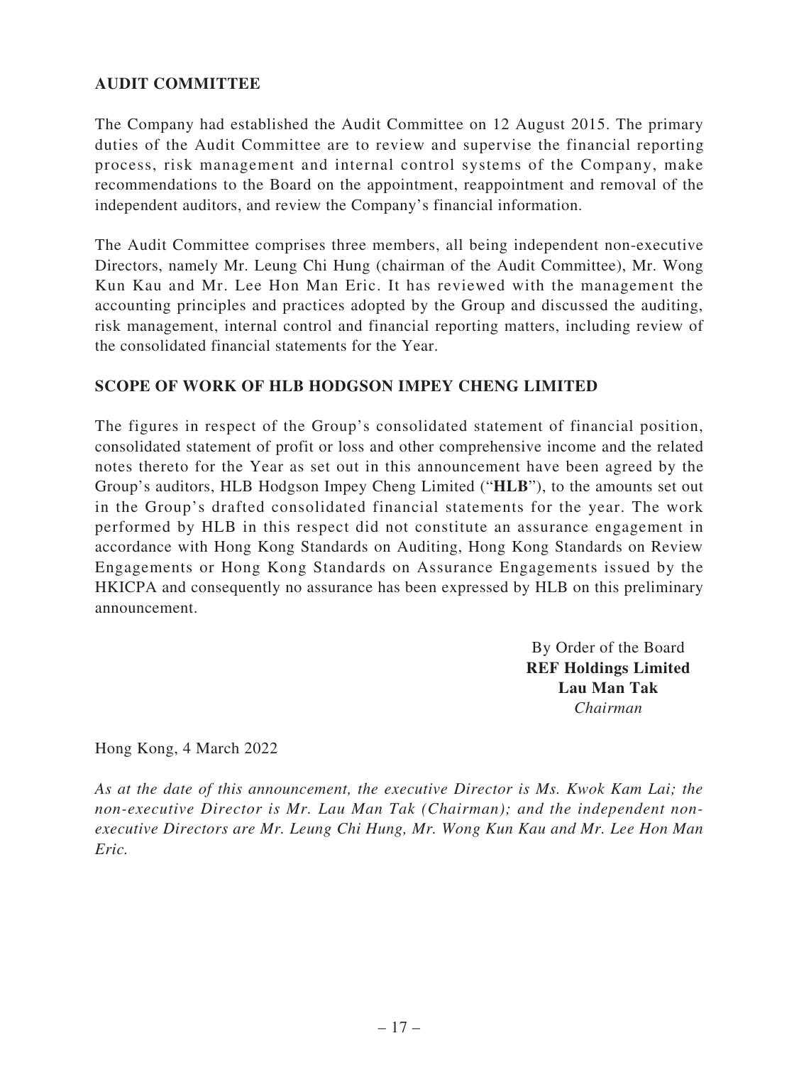## AUDIT COMMITTEE

The Company had established the Audit Committee on 12 August 2015. The primary duties of the Audit Committee are to review and supervise the financial reporting process, risk management and internal control systems of the Company, make recommendations to the Board on the appointment, reappointment and removal of the independent auditors, and review the Company's financial information.

The Audit Committee comprises three members, all being independent non-executive Directors, namely Mr. Leung Chi Hung (chairman of the Audit Committee), Mr. Wong Kun Kau and Mr. Lee Hon Man Eric. It has reviewed with the management the accounting principles and practices adopted by the Group and discussed the auditing, risk management, internal control and financial reporting matters, including review of the consolidated financial statements for the Year.

## SCOPE OF WORK OF HLB HODGSON IMPEY CHENG LIMITED

The figures in respect of the Group's consolidated statement of financial position, consolidated statement of profit or loss and other comprehensive income and the related notes thereto for the Year as set out in this announcement have been agreed by the Group's auditors, HLB Hodgson Impey Cheng Limited ("**HLB**"), to the amounts set out in the Group's drafted consolidated financial statements for the year. The work performed by HLB in this respect did not constitute an assurance engagement in accordance with Hong Kong Standards on Auditing, Hong Kong Standards on Review Engagements or Hong Kong Standards on Assurance Engagements issued by the HKICPA and consequently no assurance has been expressed by HLB on this preliminary announcement.

By Order of the Board
**REF Holdings Limited**
**Lau Man Tak**
*Chairman*

Hong Kong, 4 March 2022

*As at the date of this announcement, the executive Director is Ms. Kwok Kam Lai; the non-executive Director is Mr. Lau Man Tak (Chairman); and the independent non-executive Directors are Mr. Leung Chi Hung, Mr. Wong Kun Kau and Mr. Lee Hon Man Eric.*